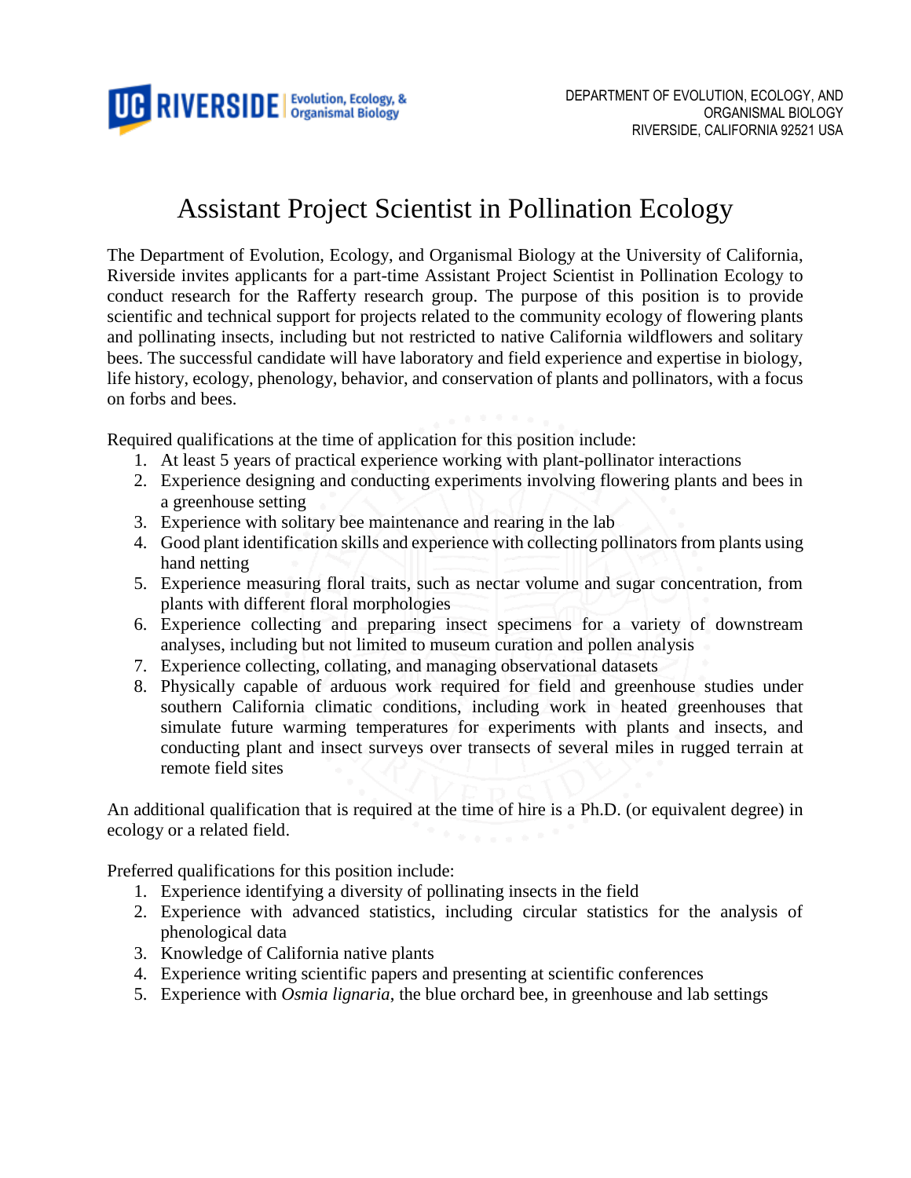UC RIVERSIDE | Evolution, Ecology, & Organismal Biology

DEPARTMENT OF EVOLUTION, ECOLOGY, AND ORGANISMAL BIOLOGY
RIVERSIDE, CALIFORNIA 92521 USA

# Assistant Project Scientist in Pollination Ecology

The Department of Evolution, Ecology, and Organismal Biology at the University of California, Riverside invites applicants for a part-time Assistant Project Scientist in Pollination Ecology to conduct research for the Rafferty research group. The purpose of this position is to provide scientific and technical support for projects related to the community ecology of flowering plants and pollinating insects, including but not restricted to native California wildflowers and solitary bees. The successful candidate will have laboratory and field experience and expertise in biology, life history, ecology, phenology, behavior, and conservation of plants and pollinators, with a focus on forbs and bees.

Required qualifications at the time of application for this position include:

1. At least 5 years of practical experience working with plant-pollinator interactions
2. Experience designing and conducting experiments involving flowering plants and bees in a greenhouse setting
3. Experience with solitary bee maintenance and rearing in the lab
4. Good plant identification skills and experience with collecting pollinators from plants using hand netting
5. Experience measuring floral traits, such as nectar volume and sugar concentration, from plants with different floral morphologies
6. Experience collecting and preparing insect specimens for a variety of downstream analyses, including but not limited to museum curation and pollen analysis
7. Experience collecting, collating, and managing observational datasets
8. Physically capable of arduous work required for field and greenhouse studies under southern California climatic conditions, including work in heated greenhouses that simulate future warming temperatures for experiments with plants and insects, and conducting plant and insect surveys over transects of several miles in rugged terrain at remote field sites

An additional qualification that is required at the time of hire is a Ph.D. (or equivalent degree) in ecology or a related field.

Preferred qualifications for this position include:

1. Experience identifying a diversity of pollinating insects in the field
2. Experience with advanced statistics, including circular statistics for the analysis of phenological data
3. Knowledge of California native plants
4. Experience writing scientific papers and presenting at scientific conferences
5. Experience with *Osmia lignaria*, the blue orchard bee, in greenhouse and lab settings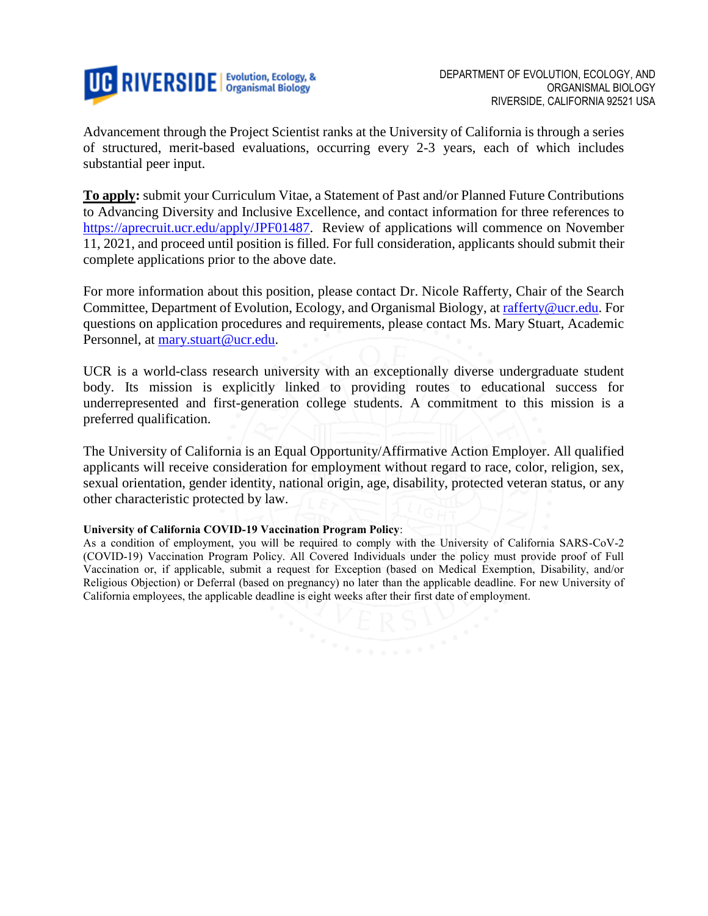Advancement through the Project Scientist ranks at the University of California is through a series of structured, merit-based evaluations, occurring every 2-3 years, each of which includes substantial peer input.

**To apply:** submit your Curriculum Vitae, a Statement of Past and/or Planned Future Contributions to Advancing Diversity and Inclusive Excellence, and contact information for three references to https://aprecruit.ucr.edu/apply/JPF01487. Review of applications will commence on November 11, 2021, and proceed until position is filled. For full consideration, applicants should submit their complete applications prior to the above date.

For more information about this position, please contact Dr. Nicole Rafferty, Chair of the Search Committee, Department of Evolution, Ecology, and Organismal Biology, at rafferty@ucr.edu. For questions on application procedures and requirements, please contact Ms. Mary Stuart, Academic Personnel, at mary.stuart@ucr.edu.

UCR is a world-class research university with an exceptionally diverse undergraduate student body. Its mission is explicitly linked to providing routes to educational success for underrepresented and first-generation college students. A commitment to this mission is a preferred qualification.

The University of California is an Equal Opportunity/Affirmative Action Employer. All qualified applicants will receive consideration for employment without regard to race, color, religion, sex, sexual orientation, gender identity, national origin, age, disability, protected veteran status, or any other characteristic protected by law.

**University of California COVID-19 Vaccination Program Policy**:
As a condition of employment, you will be required to comply with the University of California SARS-CoV-2 (COVID-19) Vaccination Program Policy. All Covered Individuals under the policy must provide proof of Full Vaccination or, if applicable, submit a request for Exception (based on Medical Exemption, Disability, and/or Religious Objection) or Deferral (based on pregnancy) no later than the applicable deadline. For new University of California employees, the applicable deadline is eight weeks after their first date of employment.